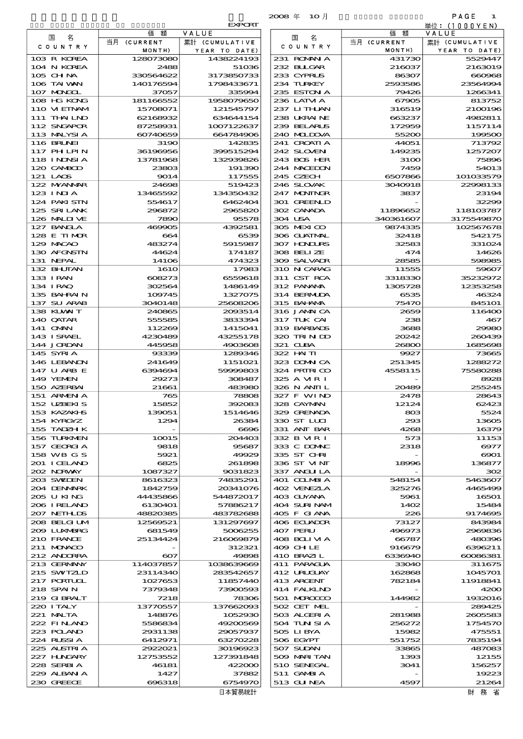EXPORT　2008 年 10 月　単位：(1000YEN)

| 国名 COUNTRY | 価額 VALUE 当月 (CURRENT MONTH) | 累計 (CUMULATIVE YEAR TO DATE) |
|---|---|---|
| 103 R KOREA | 128073080 | 1438224193 |
| 104 N KOREA | 2488 | 51036 |
| 105 CHINA | 330564622 | 3173850733 |
| 106 TAIWAN | 140176594 | 1798433671 |
| 107 MONGOL | 37057 | 335994 |
| 108 HG KONG | 181166552 | 1958079650 |
| 110 VIETNAM | 15708071 | 121545797 |
| 111 THAILND | 62168932 | 634644154 |
| 112 SNGAPOR | 87258931 | 1007122637 |
| 113 MALYSIA | 60740659 | 664784906 |
| 116 BRUNEI | 3190 | 142835 |
| 117 PHILPIN | 36196956 | 399515294 |
| 118 INDNSIA | 13781968 | 132939826 |
| 120 CAMBOD | 23803 | 191390 |
| 121 LAOS | 9014 | 117555 |
| 122 MYANMAR | 24698 | 519423 |
| 123 INDIA | 13465592 | 134350432 |
| 124 PAKISTN | 554617 | 6462404 |
| 125 SRILANK | 296872 | 2965820 |
| 126 MALDIVE | 7890 | 95578 |
| 127 BANGLA | 469905 | 4392581 |
| 128 E TIMOR | 664 | 6539 |
| 129 MACAO | 483274 | 5915987 |
| 130 AFGNSTN | 44624 | 174187 |
| 131 NEPAL | 14106 | 474323 |
| 132 BHUTAN | 1610 | 17983 |
| 133 IRAN | 608273 | 6559618 |
| 134 IRAQ | 302564 | 1486149 |
| 135 BAHRAIN | 109745 | 1327075 |
| 137 SU ARAB | 3040148 | 25608206 |
| 138 KUWAIT | 240865 | 2093514 |
| 140 QATAR | 555585 | 3833394 |
| 141 OMAN | 112269 | 1415041 |
| 143 ISRAEL | 4230489 | 43255178 |
| 144 JORDAN | 445958 | 4903608 |
| 145 SYRIA | 93339 | 1289346 |
| 146 LEBANON | 241649 | 1151021 |
| 147 U ARB E | 6394694 | 59999803 |
| 149 YEMEN | 29273 | 308487 |
| 150 AZERBAI | 21661 | 483980 |
| 151 ARMENIA | 765 | 78808 |
| 152 UZBEKIS | 15852 | 392083 |
| 153 KAZAKHS | 139051 | 1514646 |
| 154 KYRGYZ | 1294 | 26384 |
| 155 TADZHIK | - | 6696 |
| 156 TURKMEN | 10015 | 204403 |
| 157 GEORGIA | 9818 | 95687 |
| 158 WBGS | 5921 | 49929 |
| 201 ICELAND | 6825 | 261898 |
| 202 NORWAY | 1087327 | 9031823 |
| 203 SWEDEN | 8616323 | 74835291 |
| 204 DENMARK | 1842759 | 20341076 |
| 205 U KING | 44435866 | 544872017 |
| 206 IRELAND | 6130401 | 57886217 |
| 207 NETHLDS | 48820385 | 483782688 |
| 208 BELGIUM | 12569521 | 131297697 |
| 209 LUXMBRG | 681549 | 5006255 |
| 210 FRANCE | 25134424 | 216069879 |
| 211 MONACO | - | 312321 |
| 212 ANDORRA | 607 | 49898 |
| 213 GERMANY | 114037857 | 1038639669 |
| 215 SWITZLD | 23114340 | 283542657 |
| 217 PORTUGL | 1027653 | 11857440 |
| 218 SPAIN | 7379348 | 73900593 |
| 219 GIBRALT | 7218 | 78306 |
| 220 ITALY | 13770557 | 137662093 |
| 221 MALTA | 148876 | 1052930 |
| 222 FINLAND | 5586834 | 49200569 |
| 223 POLAND | 2931138 | 29057937 |
| 224 RUSSIA | 6412971 | 63270228 |
| 225 AUSTRIA | 2922021 | 30196923 |
| 227 HUNGARY | 12753552 | 127391848 |
| 228 SERBIA | 46181 | 422000 |
| 229 ALBANIA | 1427 | 37882 |
| 230 GREECE | 696318 | 6754970 |
| 231 ROMANIA | 431730 | 5529447 |
| 232 BULGAR | 216037 | 2163019 |
| 233 CYPRUS | 86307 | 660968 |
| 234 TURKEY | 2593586 | 23564994 |
| 235 ESTONIA | 79426 | 1266341 |
| 236 LATVIA | 67905 | 813752 |
| 237 LITHUAN | 316519 | 2100196 |
| 238 UKRAINE | 663237 | 4982811 |
| 239 BELARUS | 172959 | 1157114 |
| 240 MOLDOVA | 55200 | 199500 |
| 241 CROATIA | 44051 | 713792 |
| 242 SLOVEN | 149235 | 1257207 |
| 243 BOS HER | 3100 | 75896 |
| 244 MACEDON | 7459 | 54013 |
| 245 CZECH | 6507866 | 101033579 |
| 246 SLOVAK | 3040918 | 22998133 |
| 247 MONTNGR | 3837 | 23194 |
| 301 GREENLD | - | 32299 |
| 302 CANADA | 11896652 | 118103787 |
| 304 USA | 340361607 | 3175549870 |
| 305 MEXICO | 9874335 | 102567678 |
| 306 GUATMAL | 32418 | 542175 |
| 307 HONDURS | 32583 | 331024 |
| 308 BELIZE | 474 | 14626 |
| 309 SALVADR | 28585 | 598985 |
| 310 NICARAG | 11555 | 59607 |
| 311 CST RCA | 3318330 | 35232972 |
| 312 PANAMA | 1305728 | 12353258 |
| 314 BERMUDA | 6535 | 46324 |
| 315 BAHAMA | 75470 | 845101 |
| 316 JAMAICA | 2659 | 116400 |
| 317 TUK CAI | 238 | 467 |
| 319 BARBADS | 3688 | 29980 |
| 320 TRINIDD | 20242 | 260439 |
| 321 CUBA | 26800 | 1685698 |
| 322 HAITI | 9927 | 73665 |
| 323 DOMINCA | 251345 | 1288272 |
| 324 PRTRICO | 4558115 | 75580288 |
| 325 A VIRI | - | 8928 |
| 326 N ANTIL | 20489 | 255245 |
| 327 F WIND | 2478 | 28643 |
| 328 CAYMAN | 12124 | 62423 |
| 329 GRENADA | 803 | 5524 |
| 330 ST LUCI | 293 | 13605 |
| 331 ANT BAR | 4268 | 16379 |
| 332 B VIRI | 573 | 11153 |
| 333 C DOMNC | 2318 | 6977 |
| 335 ST CHRI | - | 6901 |
| 336 ST VINT | 18996 | 136877 |
| 337 ANGUILA | - | 302 |
| 401 COLMBIA | 548154 | 5463607 |
| 402 VENEZLA | 325276 | 4465499 |
| 403 GUYANA | 5961 | 16501 |
| 404 SURINAM | 1402 | 15484 |
| 405 F GIANA | 226 | 9174695 |
| 406 ECUADOR | 73127 | 843984 |
| 407 PERU | 496973 | 2969836 |
| 408 BOLIVIA | 66787 | 480396 |
| 409 CHILE | 916679 | 6396211 |
| 410 BRAZIL | 6336940 | 60086381 |
| 411 PARAGUA | 33040 | 311675 |
| 412 URUGUAY | 162868 | 1045701 |
| 413 ARGENT | 782184 | 11918841 |
| 414 FALKLND | - | 4200 |
| 501 MOROCCO | 144982 | 1932016 |
| 502 CET MEL | - | 289425 |
| 503 ALGERIA | 281988 | 2605583 |
| 504 TUNISIA | 256272 | 1754570 |
| 505 LIBYA | 15982 | 475551 |
| 506 EGYPT | 551752 | 7835194 |
| 507 SUDAN | 33865 | 487083 |
| 509 MARITAN | 1393 | 12155 |
| 510 SENEGAL | 3041 | 156257 |
| 511 GAMBIA | - | 19223 |
| 513 GUINEA | 4597 | 21264 |

日本貿易統計　財務省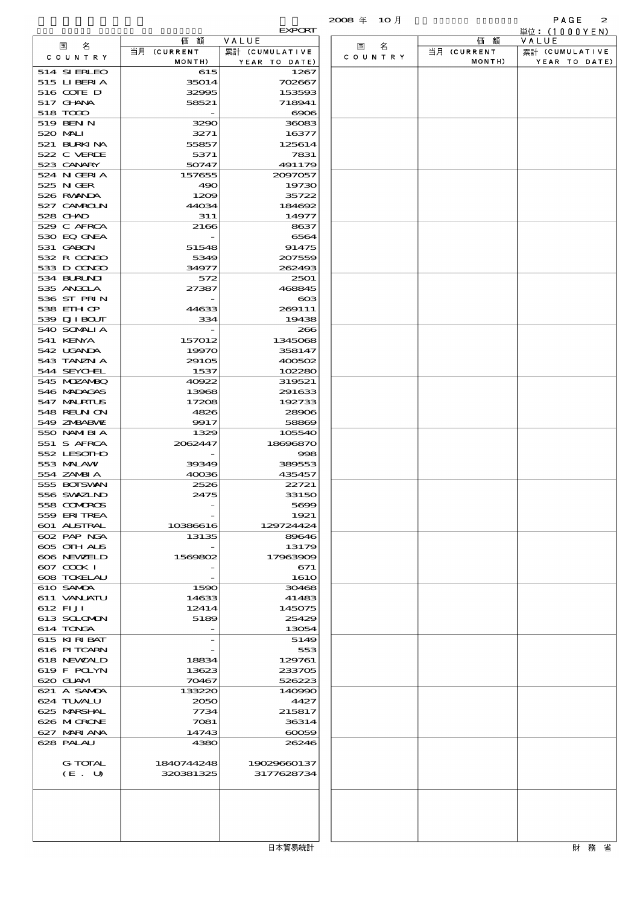EXPORT

2008 年 10 月

単位：(1000YEN)

| 国 名 COUNTRY | 価 額 VALUE 当月 (CURRENT MONTH) | 累計 (CUMULATIVE YEAR TO DATE) |
|---|---|---|
| 514 SIERLEO | 615 | 1267 |
| 515 LIBERIA | 35014 | 702667 |
| 516 COTE D | 32995 | 153593 |
| 517 GHANA | 58521 | 718941 |
| 518 TOGO | - | 6906 |
| 519 BENIN | 3290 | 36083 |
| 520 MALI | 3271 | 16377 |
| 521 BURKINA | 55857 | 125614 |
| 522 C VERDE | 5371 | 7831 |
| 523 CANARY | 50747 | 491179 |
| 524 NIGERIA | 157655 | 2097057 |
| 525 NIGER | 490 | 19730 |
| 526 RWANDA | 1209 | 35722 |
| 527 CAMROUN | 44034 | 184692 |
| 528 CHAD | 311 | 14977 |
| 529 C AFRCA | 2166 | 8637 |
| 530 EQ GNEA | - | 6564 |
| 531 GABON | 51548 | 91475 |
| 532 R CONGO | 5349 | 207559 |
| 533 D CONGO | 34977 | 262493 |
| 534 BURUNDI | 572 | 2501 |
| 535 ANGOLA | 27387 | 468845 |
| 536 ST PRIN | - | 603 |
| 538 ETHIOP | 44633 | 269111 |
| 539 DJIBOUT | 334 | 19438 |
| 540 SOMALIA | - | 266 |
| 541 KENYA | 157012 | 1345068 |
| 542 UGANDA | 19970 | 358147 |
| 543 TANZNIA | 29105 | 400502 |
| 544 SEYCHEL | 1537 | 102280 |
| 545 MOZAMBQ | 40922 | 319521 |
| 546 MADAGAS | 13968 | 291633 |
| 547 MAURTUS | 17208 | 192733 |
| 548 REUNION | 4826 | 28906 |
| 549 ZMBABWE | 9917 | 58869 |
| 550 NAMIBIA | 1329 | 105540 |
| 551 S AFRCA | 2062447 | 18696870 |
| 552 LESOTHO | - | 998 |
| 553 MALAWI | 39349 | 389553 |
| 554 ZAMBIA | 40036 | 435457 |
| 555 BOTSWAN | 2526 | 22721 |
| 556 SWAZLND | 2475 | 33150 |
| 558 COMOROS | - | 5699 |
| 559 ERITREA | - | 1921 |
| 601 AUSTRAL | 10386616 | 129724424 |
| 602 PAP NGA | 13135 | 89646 |
| 605 OTH AUS | - | 13179 |
| 606 NEWZELD | 1569802 | 17963909 |
| 607 COOK I | - | 671 |
| 608 TOKELAU | - | 1610 |
| 610 SAMOA | 1590 | 30468 |
| 611 VANUATU | 14633 | 41483 |
| 612 FIJI | 12414 | 145075 |
| 613 SOLOMON | 5189 | 25429 |
| 614 TONGA | - | 13054 |
| 615 KIRIBAT | - | 5149 |
| 616 PITCARN | - | 553 |
| 618 NEWCALD | 18834 | 129761 |
| 619 F POLYN | 13623 | 233705 |
| 620 GUAM | 70467 | 526223 |
| 621 A SAMOA | 133220 | 140990 |
| 624 TUVALU | 2050 | 4427 |
| 625 MARSHAL | 7734 | 215817 |
| 626 MICRONE | 7081 | 36314 |
| 627 MARIANA | 14743 | 60059 |
| 628 PALAU | 4380 | 26246 |
| G-TOTAL | 1840744248 | 19029660137 |
| (E. U) | 320381325 | 3177628734 |

日本貿易統計

財 務 省